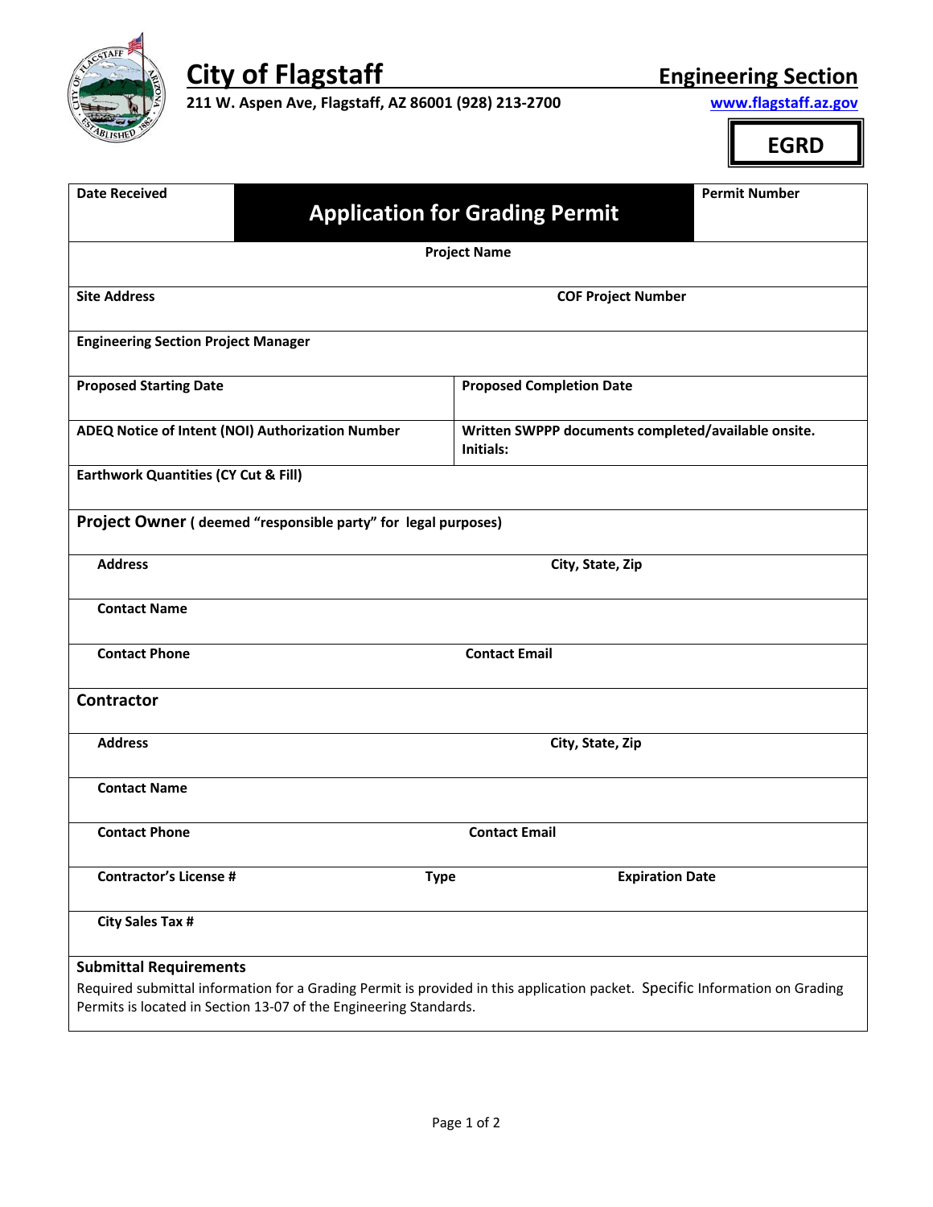# City of Flagstaff

211 W. Aspen Ave, Flagstaff, AZ 86001 (928) 213-2700

## Engineering Section

www.flagstaff.az.gov

**EGRD**

| Date Received | Application for Grading Permit | Permit Number |
|---|---|---|

| **Project Name** | |
|---|---|
| **Site Address** | **COF Project Number** |
| **Engineering Section Project Manager** | |
| **Proposed Starting Date** | **Proposed Completion Date** |
| **ADEQ Notice of Intent (NOI) Authorization Number** | **Written SWPPP documents completed/available onsite. Initials:** |
| **Earthwork Quantities (CY Cut & Fill)** | |

| **Project Owner ( deemed "responsible party" for legal purposes)** | |
|---|---|
| **Address** | **City, State, Zip** |
| **Contact Name** | |
| **Contact Phone** | **Contact Email** |

| **Contractor** | | |
|---|---|---|
| **Address** | **City, State, Zip** | |
| **Contact Name** | | |
| **Contact Phone** | **Contact Email** | |
| **Contractor's License #** | **Type** | **Expiration Date** |
| **City Sales Tax #** | | |

**Submittal Requirements**

Required submittal information for a Grading Permit is provided in this application packet. Specific Information on Grading Permits is located in Section 13-07 of the Engineering Standards.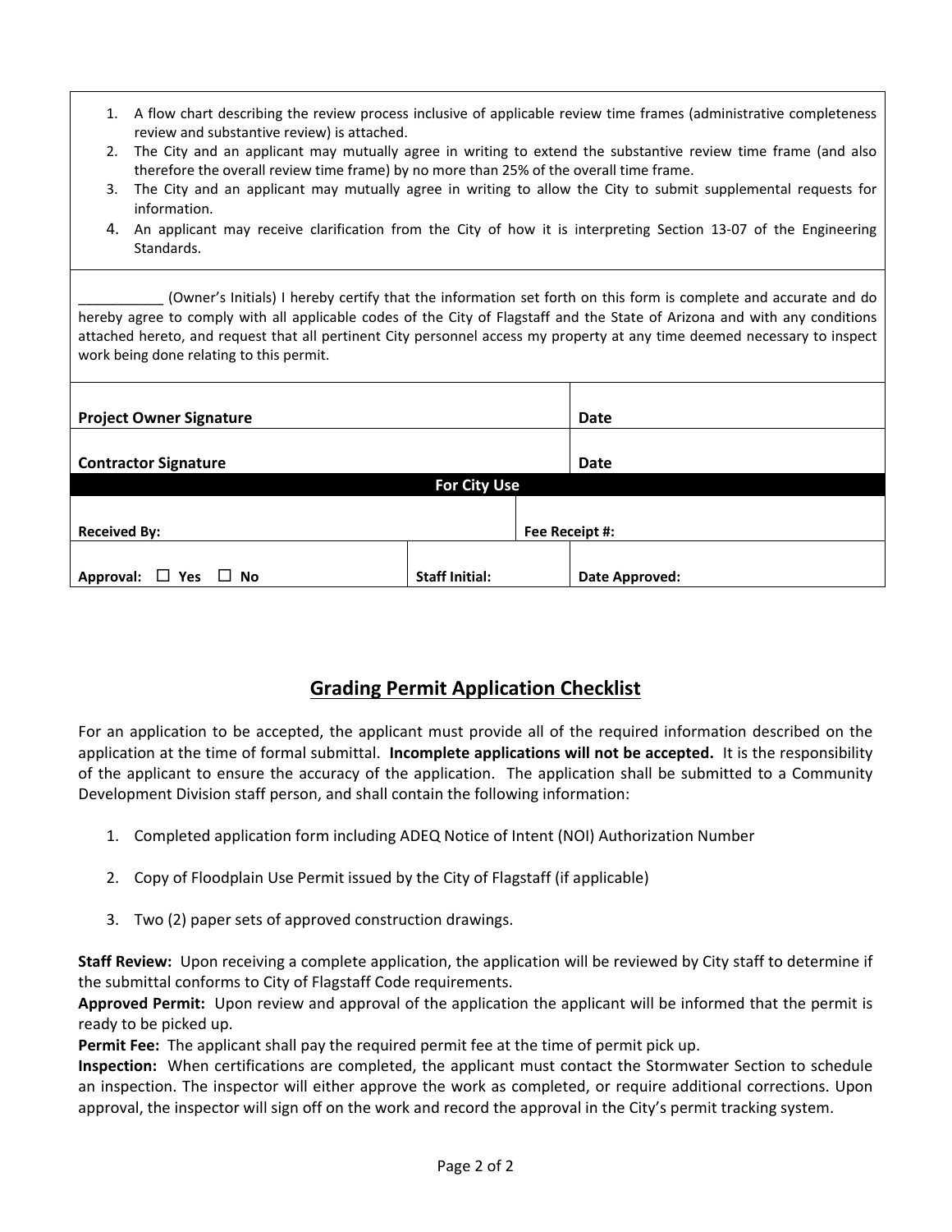1. A flow chart describing the review process inclusive of applicable review time frames (administrative completeness review and substantive review) is attached.
2. The City and an applicant may mutually agree in writing to extend the substantive review time frame (and also therefore the overall review time frame) by no more than 25% of the overall time frame.
3. The City and an applicant may mutually agree in writing to allow the City to submit supplemental requests for information.
4. An applicant may receive clarification from the City of how it is interpreting Section 13-07 of the Engineering Standards.

___________ (Owner's Initials) I hereby certify that the information set forth on this form is complete and accurate and do hereby agree to comply with all applicable codes of the City of Flagstaff and the State of Arizona and with any conditions attached hereto, and request that all pertinent City personnel access my property at any time deemed necessary to inspect work being done relating to this permit.

| | |
|---|---|
| **Project Owner Signature** | **Date** |
| **Contractor Signature** | **Date** |

**For City Use**

| | | |
|---|---|---|
| **Received By:** | | **Fee Receipt #:** |
| **Approval:** ☐ **Yes** ☐ **No** | **Staff Initial:** | **Date Approved:** |

## Grading Permit Application Checklist

For an application to be accepted, the applicant must provide all of the required information described on the application at the time of formal submittal. **Incomplete applications will not be accepted.** It is the responsibility of the applicant to ensure the accuracy of the application. The application shall be submitted to a Community Development Division staff person, and shall contain the following information:

1. Completed application form including ADEQ Notice of Intent (NOI) Authorization Number
2. Copy of Floodplain Use Permit issued by the City of Flagstaff (if applicable)
3. Two (2) paper sets of approved construction drawings.

**Staff Review:** Upon receiving a complete application, the application will be reviewed by City staff to determine if the submittal conforms to City of Flagstaff Code requirements.
**Approved Permit:** Upon review and approval of the application the applicant will be informed that the permit is ready to be picked up.
**Permit Fee:** The applicant shall pay the required permit fee at the time of permit pick up.
**Inspection:** When certifications are completed, the applicant must contact the Stormwater Section to schedule an inspection. The inspector will either approve the work as completed, or require additional corrections. Upon approval, the inspector will sign off on the work and record the approval in the City's permit tracking system.